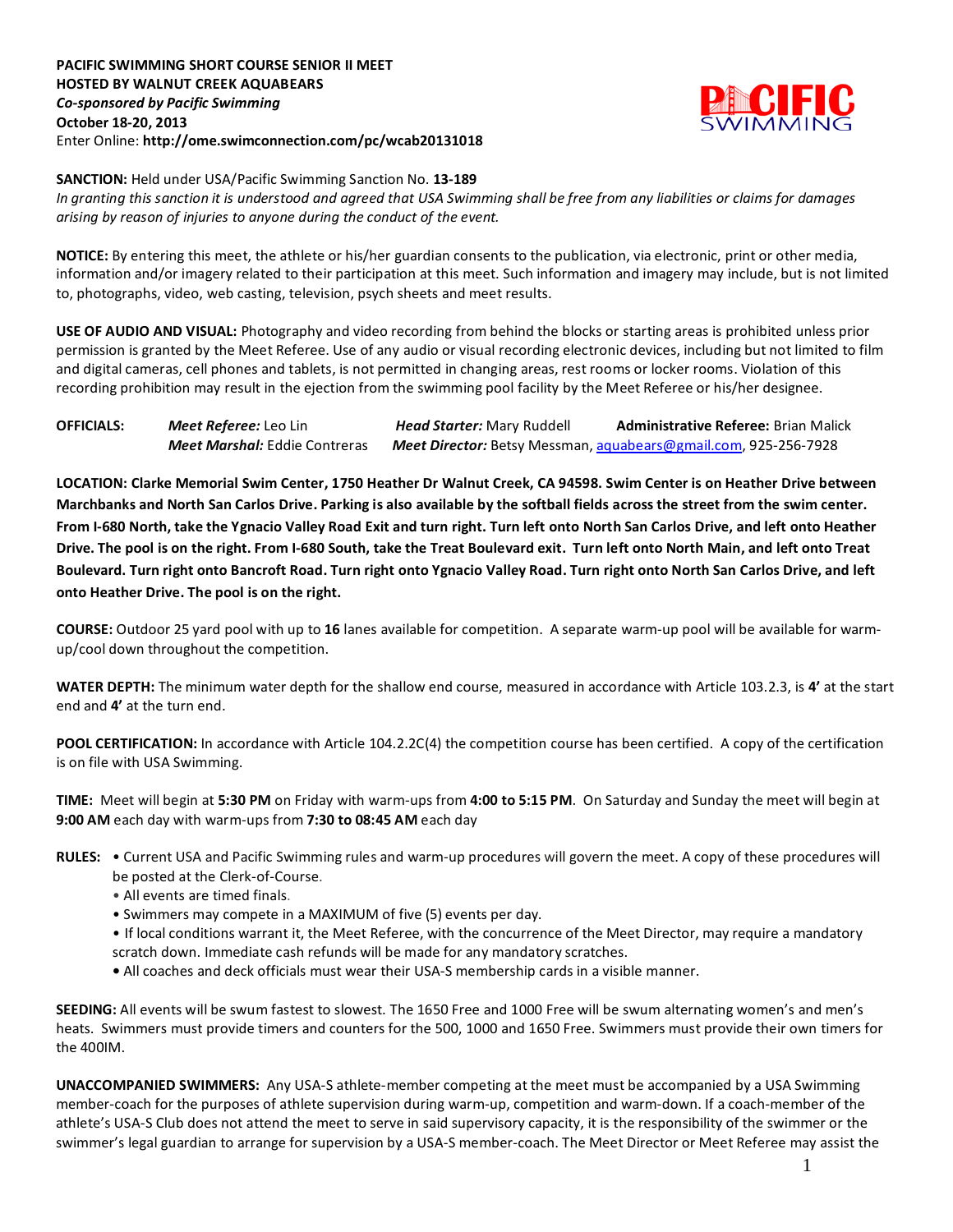**PACIFIC SWIMMING SHORT COURSE SENIOR II MEET**
**HOSTED BY WALNUT CREEK AQUABEARS**
***Co-sponsored by Pacific Swimming***
**October 18-20, 2013**
Enter Online: **http://ome.swimconnection.com/pc/wcab20131018**

**SANCTION:** Held under USA/Pacific Swimming Sanction No. **13-189**
*In granting this sanction it is understood and agreed that USA Swimming shall be free from any liabilities or claims for damages arising by reason of injuries to anyone during the conduct of the event.*

**NOTICE:** By entering this meet, the athlete or his/her guardian consents to the publication, via electronic, print or other media, information and/or imagery related to their participation at this meet. Such information and imagery may include, but is not limited to, photographs, video, web casting, television, psych sheets and meet results.

**USE OF AUDIO AND VISUAL:** Photography and video recording from behind the blocks or starting areas is prohibited unless prior permission is granted by the Meet Referee. Use of any audio or visual recording electronic devices, including but not limited to film and digital cameras, cell phones and tablets, is not permitted in changing areas, rest rooms or locker rooms. Violation of this recording prohibition may result in the ejection from the swimming pool facility by the Meet Referee or his/her designee.

**OFFICIALS:** *Meet Referee:* Leo Lin; ***Head Starter:*** Mary Ruddell; **Administrative Referee:** Brian Malick; *Meet Marshal:* Eddie Contreras; ***Meet Director:*** Betsy Messman, aquabears@gmail.com, 925-256-7928

**LOCATION: Clarke Memorial Swim Center, 1750 Heather Dr Walnut Creek, CA 94598. Swim Center is on Heather Drive between Marchbanks and North San Carlos Drive. Parking is also available by the softball fields across the street from the swim center. From I-680 North, take the Ygnacio Valley Road Exit and turn right. Turn left onto North San Carlos Drive, and left onto Heather Drive. The pool is on the right. From I-680 South, take the Treat Boulevard exit. Turn left onto North Main, and left onto Treat Boulevard. Turn right onto Bancroft Road. Turn right onto Ygnacio Valley Road. Turn right onto North San Carlos Drive, and left onto Heather Drive. The pool is on the right.**

**COURSE:** Outdoor 25 yard pool with up to **16** lanes available for competition. A separate warm-up pool will be available for warm-up/cool down throughout the competition.

**WATER DEPTH:** The minimum water depth for the shallow end course, measured in accordance with Article 103.2.3, is **4'** at the start end and **4'** at the turn end.

**POOL CERTIFICATION:** In accordance with Article 104.2.2C(4) the competition course has been certified. A copy of the certification is on file with USA Swimming.

**TIME:** Meet will begin at **5:30 PM** on Friday with warm-ups from **4:00 to 5:15 PM**. On Saturday and Sunday the meet will begin at **9:00 AM** each day with warm-ups from **7:30 to 08:45 AM** each day

**RULES:**
- Current USA and Pacific Swimming rules and warm-up procedures will govern the meet. A copy of these procedures will be posted at the Clerk-of-Course.
- All events are timed finals.
- Swimmers may compete in a MAXIMUM of five (5) events per day.
- If local conditions warrant it, the Meet Referee, with the concurrence of the Meet Director, may require a mandatory scratch down. Immediate cash refunds will be made for any mandatory scratches.
- All coaches and deck officials must wear their USA-S membership cards in a visible manner.

**SEEDING:** All events will be swum fastest to slowest. The 1650 Free and 1000 Free will be swum alternating women's and men's heats. Swimmers must provide timers and counters for the 500, 1000 and 1650 Free. Swimmers must provide their own timers for the 400IM.

**UNACCOMPANIED SWIMMERS:** Any USA-S athlete-member competing at the meet must be accompanied by a USA Swimming member-coach for the purposes of athlete supervision during warm-up, competition and warm-down. If a coach-member of the athlete's USA-S Club does not attend the meet to serve in said supervisory capacity, it is the responsibility of the swimmer or the swimmer's legal guardian to arrange for supervision by a USA-S member-coach. The Meet Director or Meet Referee may assist the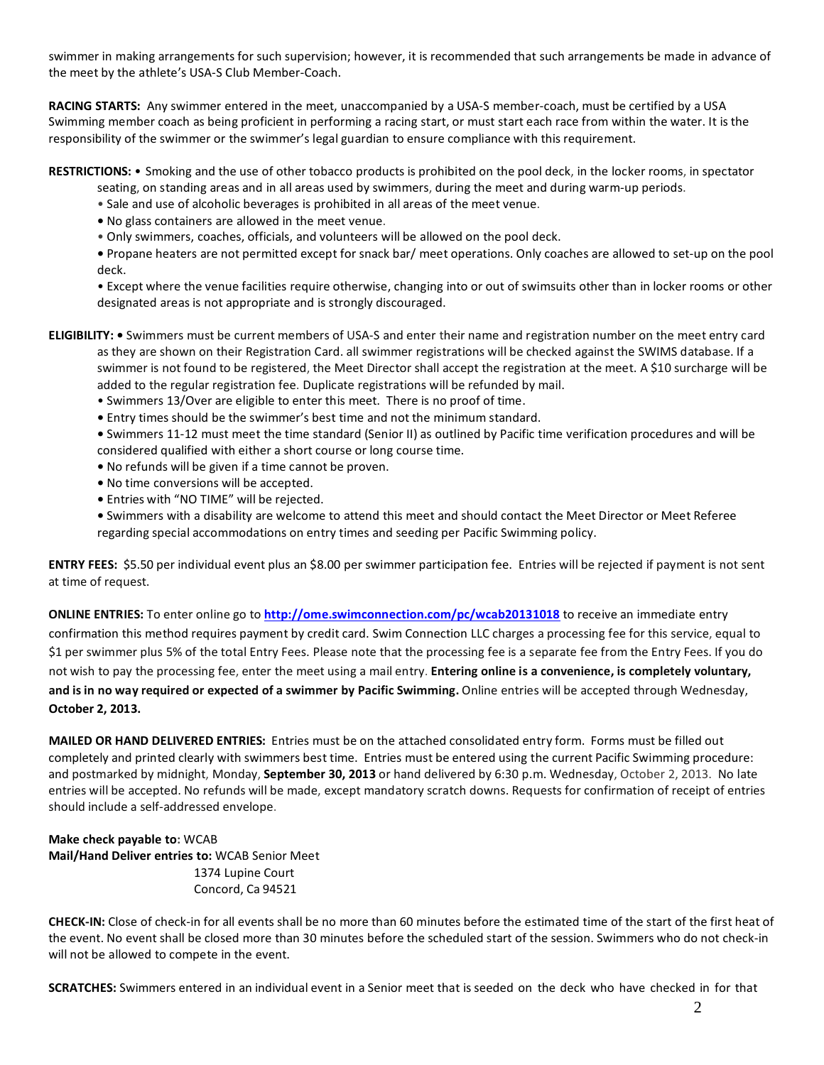swimmer in making arrangements for such supervision; however, it is recommended that such arrangements be made in advance of the meet by the athlete's USA-S Club Member-Coach.

**RACING STARTS:** Any swimmer entered in the meet, unaccompanied by a USA-S member-coach, must be certified by a USA Swimming member coach as being proficient in performing a racing start, or must start each race from within the water. It is the responsibility of the swimmer or the swimmer's legal guardian to ensure compliance with this requirement.

**RESTRICTIONS:** • Smoking and the use of other tobacco products is prohibited on the pool deck, in the locker rooms, in spectator seating, on standing areas and in all areas used by swimmers, during the meet and during warm-up periods.
- Sale and use of alcoholic beverages is prohibited in all areas of the meet venue.
- No glass containers are allowed in the meet venue.
- Only swimmers, coaches, officials, and volunteers will be allowed on the pool deck.
- Propane heaters are not permitted except for snack bar/ meet operations. Only coaches are allowed to set-up on the pool deck.
- Except where the venue facilities require otherwise, changing into or out of swimsuits other than in locker rooms or other designated areas is not appropriate and is strongly discouraged.

**ELIGIBILITY:** • Swimmers must be current members of USA-S and enter their name and registration number on the meet entry card as they are shown on their Registration Card. all swimmer registrations will be checked against the SWIMS database. If a swimmer is not found to be registered, the Meet Director shall accept the registration at the meet. A $10 surcharge will be added to the regular registration fee. Duplicate registrations will be refunded by mail.
- Swimmers 13/Over are eligible to enter this meet. There is no proof of time.
- Entry times should be the swimmer's best time and not the minimum standard.
- Swimmers 11-12 must meet the time standard (Senior II) as outlined by Pacific time verification procedures and will be considered qualified with either a short course or long course time.
- No refunds will be given if a time cannot be proven.
- No time conversions will be accepted.
- Entries with "NO TIME" will be rejected.
- Swimmers with a disability are welcome to attend this meet and should contact the Meet Director or Meet Referee regarding special accommodations on entry times and seeding per Pacific Swimming policy.

**ENTRY FEES:** $5.50 per individual event plus an $8.00 per swimmer participation fee. Entries will be rejected if payment is not sent at time of request.

**ONLINE ENTRIES:** To enter online go to **[http://ome.swimconnection.com/pc/wcab20131018](http://ome.swimconnection.com/pc/wcab20131018)** to receive an immediate entry confirmation this method requires payment by credit card. Swim Connection LLC charges a processing fee for this service, equal to $1 per swimmer plus 5% of the total Entry Fees. Please note that the processing fee is a separate fee from the Entry Fees. If you do not wish to pay the processing fee, enter the meet using a mail entry. **Entering online is a convenience, is completely voluntary, and is in no way required or expected of a swimmer by Pacific Swimming.** Online entries will be accepted through Wednesday, **October 2, 2013.**

**MAILED OR HAND DELIVERED ENTRIES:** Entries must be on the attached consolidated entry form. Forms must be filled out completely and printed clearly with swimmers best time. Entries must be entered using the current Pacific Swimming procedure: and postmarked by midnight, Monday, **September 30, 2013** or hand delivered by 6:30 p.m. Wednesday, October 2, 2013. No late entries will be accepted. No refunds will be made, except mandatory scratch downs. Requests for confirmation of receipt of entries should include a self-addressed envelope.

**Make check payable to**: WCAB
**Mail/Hand Deliver entries to:** WCAB Senior Meet
1374 Lupine Court
Concord, Ca 94521

**CHECK-IN:** Close of check-in for all events shall be no more than 60 minutes before the estimated time of the start of the first heat of the event. No event shall be closed more than 30 minutes before the scheduled start of the session. Swimmers who do not check-in will not be allowed to compete in the event.

**SCRATCHES:** Swimmers entered in an individual event in a Senior meet that is seeded on the deck who have checked in for that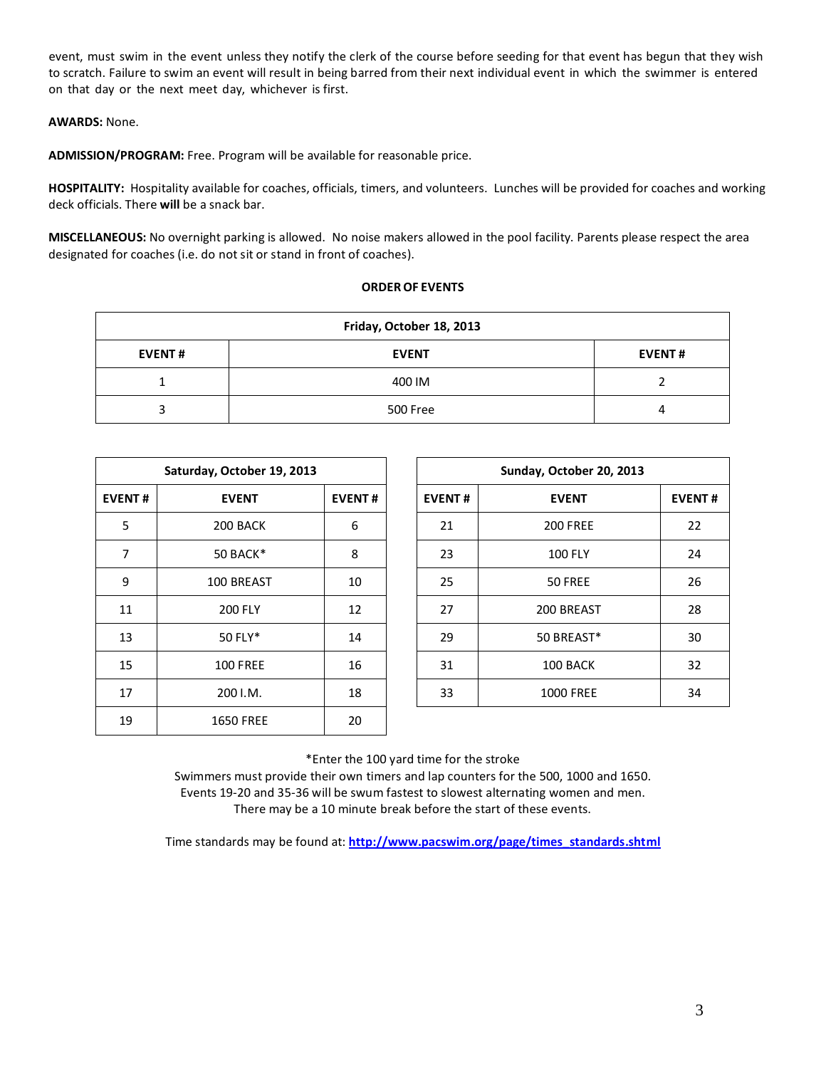event, must swim in the event unless they notify the clerk of the course before seeding for that event has begun that they wish to scratch. Failure to swim an event will result in being barred from their next individual event in which the swimmer is entered on that day or the next meet day, whichever is first.

**AWARDS:** None.

**ADMISSION/PROGRAM:** Free. Program will be available for reasonable price.

**HOSPITALITY:** Hospitality available for coaches, officials, timers, and volunteers. Lunches will be provided for coaches and working deck officials. There **will** be a snack bar.

**MISCELLANEOUS:** No overnight parking is allowed. No noise makers allowed in the pool facility. Parents please respect the area designated for coaches (i.e. do not sit or stand in front of coaches).

**ORDER OF EVENTS**

| Friday, October 18, 2013 | | |
|---|---|---|
| **EVENT #** | **EVENT** | **EVENT #** |
| 1 | 400 IM | 2 |
| 3 | 500 Free | 4 |

| Saturday, October 19, 2013 | | |
|---|---|---|
| **EVENT #** | **EVENT** | **EVENT #** |
| 5 | 200 BACK | 6 |
| 7 | 50 BACK* | 8 |
| 9 | 100 BREAST | 10 |
| 11 | 200 FLY | 12 |
| 13 | 50 FLY* | 14 |
| 15 | 100 FREE | 16 |
| 17 | 200 I.M. | 18 |
| 19 | 1650 FREE | 20 |

| Sunday, October 20, 2013 | | |
|---|---|---|
| **EVENT #** | **EVENT** | **EVENT #** |
| 21 | 200 FREE | 22 |
| 23 | 100 FLY | 24 |
| 25 | 50 FREE | 26 |
| 27 | 200 BREAST | 28 |
| 29 | 50 BREAST* | 30 |
| 31 | 100 BACK | 32 |
| 33 | 1000 FREE | 34 |

*Enter the 100 yard time for the stroke
Swimmers must provide their own timers and lap counters for the 500, 1000 and 1650.
Events 19-20 and 35-36 will be swum fastest to slowest alternating women and men.
There may be a 10 minute break before the start of these events.

Time standards may be found at: **http://www.pacswim.org/page/times_standards.shtml**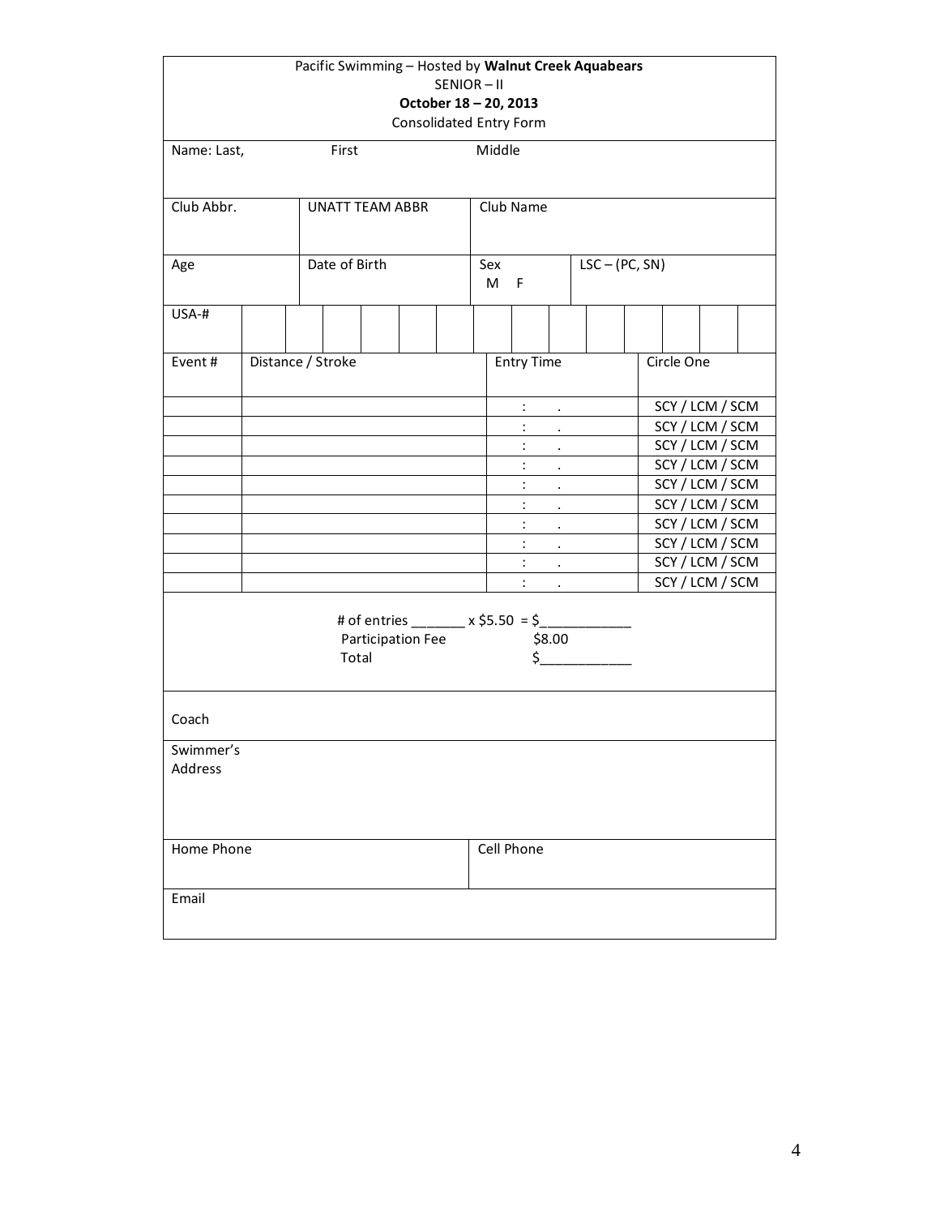Pacific Swimming – Hosted by **Walnut Creek Aquabears**

SENIOR – II

**October 18 – 20, 2013**

Consolidated Entry Form

| | | | |
|---|---|---|---|
| Name: Last, | First | Middle | |
| Club Abbr. | UNATT TEAM ABBR | Club Name | |
| Age | Date of Birth | Sex M F | LSC – (PC, SN) |
| USA-# | | | |

| Event # | Distance / Stroke | Entry Time | Circle One |
|---|---|---|---|
| | | : . | SCY / LCM / SCM |
| | | : . | SCY / LCM / SCM |
| | | : . | SCY / LCM / SCM |
| | | : . | SCY / LCM / SCM |
| | | : . | SCY / LCM / SCM |
| | | : . | SCY / LCM / SCM |
| | | : . | SCY / LCM / SCM |
| | | : . | SCY / LCM / SCM |
| | | : . | SCY / LCM / SCM |
| | | : . | SCY / LCM / SCM |

# of entries _______ x $5.50 = $____________

Participation Fee $8.00

Total $____________

| | |
|---|---|
| Coach | |
| Swimmer's Address | |
| Home Phone | Cell Phone |
| Email | |